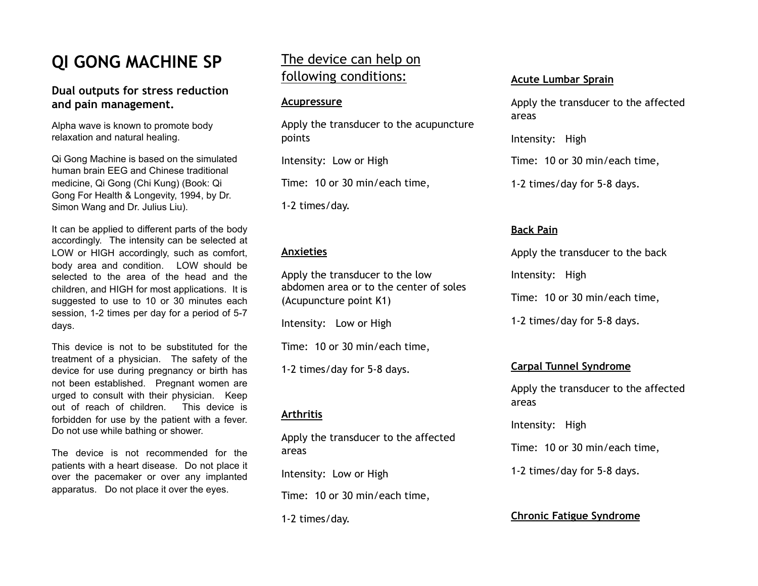# QI GONG MACHINE SP

### Dual outputs for stress reduction and pain management.

Alpha wave is known to promote body relaxation and natural healing.

Qi Gong Machine is based on the simulated human brain EEG and Chinese traditional medicine, Qi Gong (Chi Kung) (Book: Qi Gong For Health & Longevity, 1994, by Dr. Simon Wang and Dr. Julius Liu).

It can be applied to different parts of the body accordingly. The intensity can be selected at LOW or HIGH accordingly, such as comfort, body area and condition. LOW should be selected to the area of the head and the children, and HIGH for most applications. It is suggested to use to 10 or 30 minutes each session, 1-2 times per day for a period of 5-7 days.

This device is not to be substituted for the treatment of a physician. The safety of the device for use during pregnancy or birth has not been established. Pregnant women are urged to consult with their physician. Keep out of reach of children. This device is forbidden for use by the patient with a fever. Do not use while bathing or shower.

The device is not recommended for the patients with a heart disease. Do not place it over the pacemaker or over any implanted apparatus. Do not place it over the eyes.

## The device can help on following conditions:

**Acupressure**

Apply the transducer to the acupuncture points

Intensity: Low or High

Time: 10 or 30 min/each time,

1-2 times/day.

**Anxieties**

Apply the transducer to the low abdomen area or to the center of soles (Acupuncture point K1)

Intensity: Low or High

Time: 10 or 30 min/each time,

1-2 times/day for 5-8 days.

**Arthritis**

Apply the transducer to the affected areas

Intensity: Low or High

Time: 10 or 30 min/each time,

1-2 times/day.

**Acute Lumbar Sprain**

Apply the transducer to the affected areas

Intensity: High

Time: 10 or 30 min/each time,

1-2 times/day for 5-8 days.

**Back Pain**

Apply the transducer to the back

Intensity: High

Time: 10 or 30 min/each time,

1-2 times/day for 5-8 days.

**Carpal Tunnel Syndrome**

Apply the transducer to the affected areas

Intensity: High

Time: 10 or 30 min/each time,

1-2 times/day for 5-8 days.

**Chronic Fatigue Syndrome**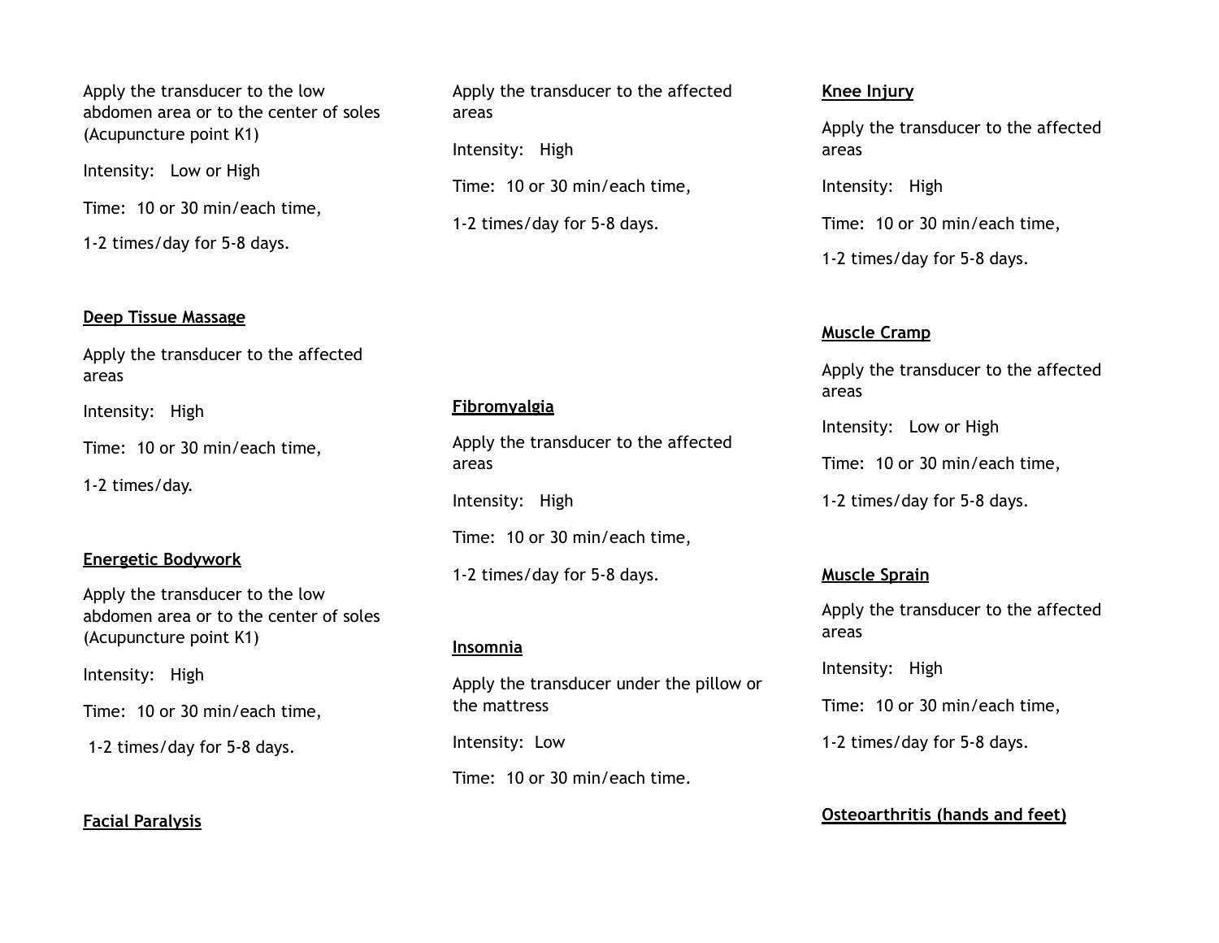Apply the transducer to the low abdomen area or to the center of soles (Acupuncture point K1)

Intensity: Low or High

Time: 10 or 30 min/each time,

1-2 times/day for 5-8 days.

**Deep Tissue Massage**

Apply the transducer to the affected areas

Intensity: High

Time: 10 or 30 min/each time,

1-2 times/day.

**Energetic Bodywork**

Apply the transducer to the low abdomen area or to the center of soles (Acupuncture point K1)

Intensity: High

Time: 10 or 30 min/each time,

1-2 times/day for 5-8 days.

**Facial Paralysis**

Apply the transducer to the affected areas

Intensity: High

Time: 10 or 30 min/each time,

1-2 times/day for 5-8 days.

**Fibromyalgia**

Apply the transducer to the affected areas

Intensity: High

Time: 10 or 30 min/each time,

1-2 times/day for 5-8 days.

**Insomnia**

Apply the transducer under the pillow or the mattress

Intensity: Low

Time: 10 or 30 min/each time.

**Knee Injury**

Apply the transducer to the affected areas

Intensity: High

Time: 10 or 30 min/each time,

1-2 times/day for 5-8 days.

**Muscle Cramp**

Apply the transducer to the affected areas

Intensity: Low or High

Time: 10 or 30 min/each time,

1-2 times/day for 5-8 days.

**Muscle Sprain**

Apply the transducer to the affected areas

Intensity: High

Time: 10 or 30 min/each time,

1-2 times/day for 5-8 days.

**Osteoarthritis (hands and feet)**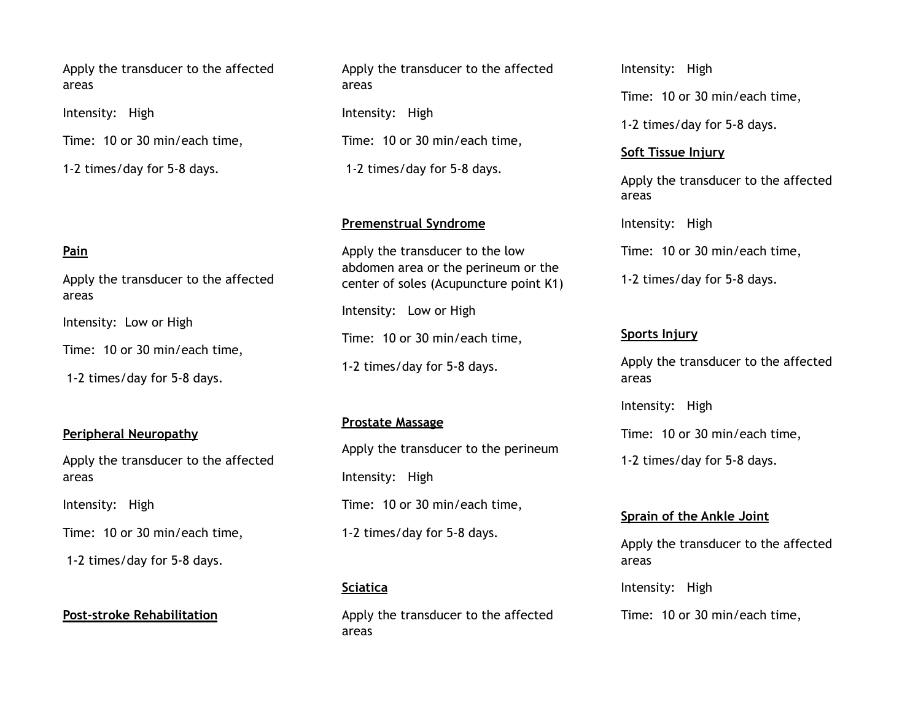Apply the transducer to the affected areas

Intensity: High

Time: 10 or 30 min/each time,

1-2 times/day for 5-8 days.

**Pain**

Apply the transducer to the affected areas

Intensity: Low or High

Time: 10 or 30 min/each time,

1-2 times/day for 5-8 days.

**Peripheral Neuropathy**

Apply the transducer to the affected areas

Intensity: High

Time: 10 or 30 min/each time,

1-2 times/day for 5-8 days.

**Post-stroke Rehabilitation**

Apply the transducer to the affected areas

Intensity: High

Time: 10 or 30 min/each time,

1-2 times/day for 5-8 days.

**Premenstrual Syndrome**

Apply the transducer to the low abdomen area or the perineum or the center of soles (Acupuncture point K1)

Intensity: Low or High

Time: 10 or 30 min/each time,

1-2 times/day for 5-8 days.

**Prostate Massage**

Apply the transducer to the perineum

Intensity: High

Time: 10 or 30 min/each time,

1-2 times/day for 5-8 days.

**Sciatica**

Apply the transducer to the affected areas

Intensity: High

Time: 10 or 30 min/each time,

1-2 times/day for 5-8 days.

**Soft Tissue Injury**

Apply the transducer to the affected areas

Intensity: High

Time: 10 or 30 min/each time,

1-2 times/day for 5-8 days.

**Sports Injury**

Apply the transducer to the affected areas

Intensity: High

Time: 10 or 30 min/each time,

1-2 times/day for 5-8 days.

**Sprain of the Ankle Joint**

Apply the transducer to the affected areas

Intensity: High

Time: 10 or 30 min/each time,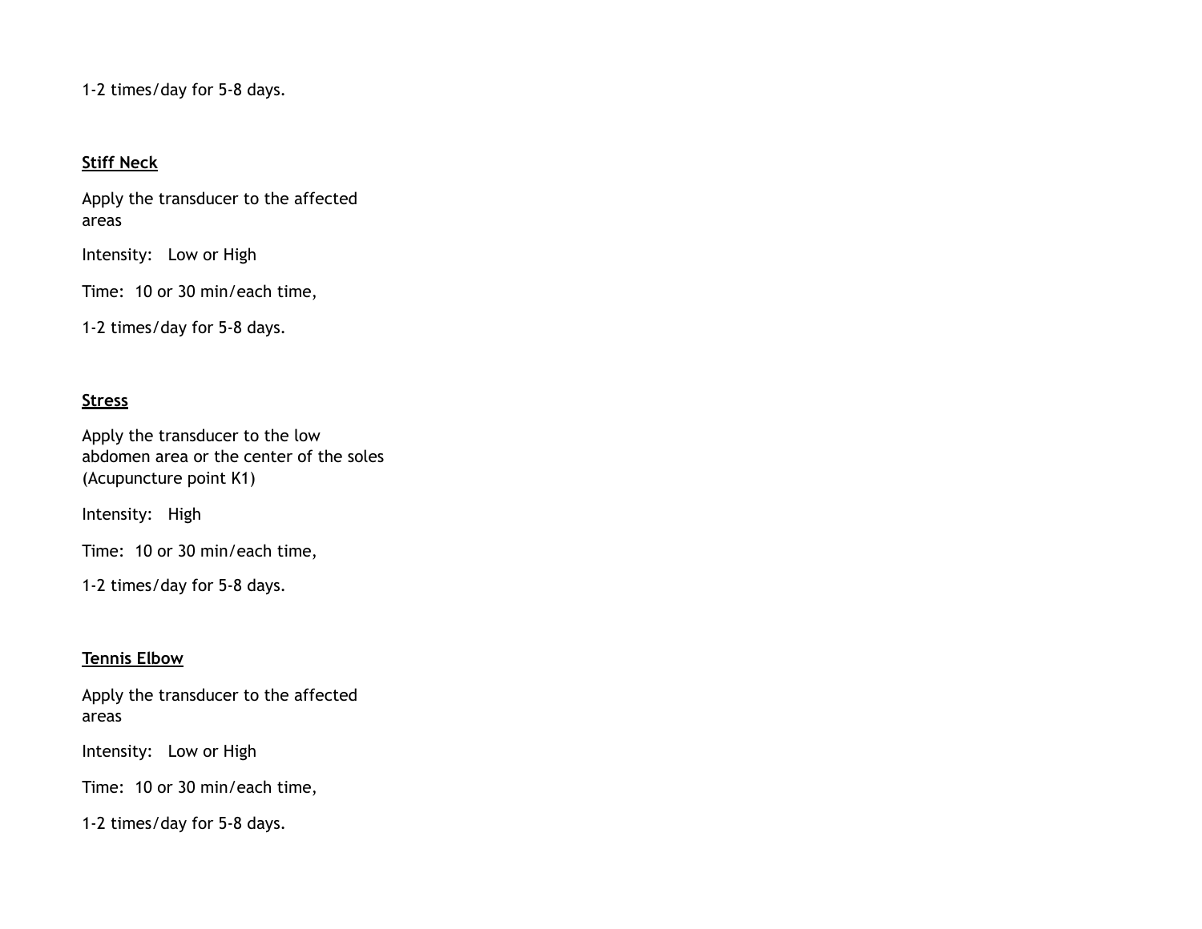1-2 times/day for 5-8 days.

**Stiff Neck**

Apply the transducer to the affected areas

Intensity: Low or High

Time: 10 or 30 min/each time,

1-2 times/day for 5-8 days.

**Stress**

Apply the transducer to the low abdomen area or the center of the soles (Acupuncture point K1)

Intensity: High

Time: 10 or 30 min/each time,

1-2 times/day for 5-8 days.

**Tennis Elbow**

Apply the transducer to the affected areas

Intensity: Low or High

Time: 10 or 30 min/each time,

1-2 times/day for 5-8 days.